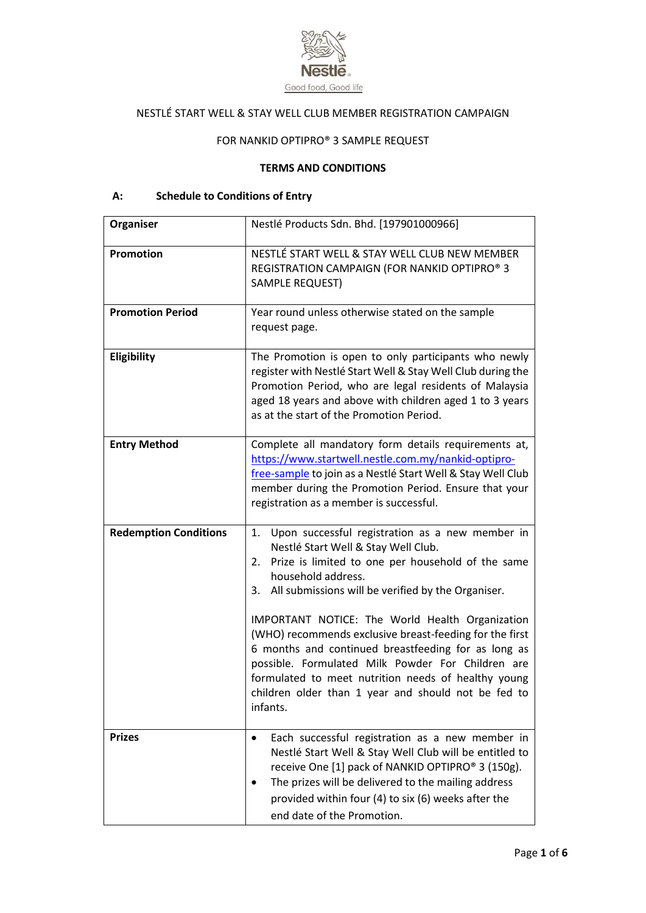NESTLÉ START WELL & STAY WELL CLUB MEMBER REGISTRATION CAMPAIGN

FOR NANKID OPTIPRO® 3 SAMPLE REQUEST

**TERMS AND CONDITIONS**

**A: Schedule to Conditions of Entry**

| | |
|---|---|
| **Organiser** | Nestlé Products Sdn. Bhd. [197901000966] |
| **Promotion** | NESTLÉ START WELL & STAY WELL CLUB NEW MEMBER REGISTRATION CAMPAIGN (FOR NANKID OPTIPRO® 3 SAMPLE REQUEST) |
| **Promotion Period** | Year round unless otherwise stated on the sample request page. |
| **Eligibility** | The Promotion is open to only participants who newly register with Nestlé Start Well & Stay Well Club during the Promotion Period, who are legal residents of Malaysia aged 18 years and above with children aged 1 to 3 years as at the start of the Promotion Period. |
| **Entry Method** | Complete all mandatory form details requirements at, https://www.startwell.nestle.com.my/nankid-optipro-free-sample to join as a Nestlé Start Well & Stay Well Club member during the Promotion Period. Ensure that your registration as a member is successful. |
| **Redemption Conditions** | 1. Upon successful registration as a new member in Nestlé Start Well & Stay Well Club.<br>2. Prize is limited to one per household of the same household address.<br>3. All submissions will be verified by the Organiser.<br><br>IMPORTANT NOTICE: The World Health Organization (WHO) recommends exclusive breast-feeding for the first 6 months and continued breastfeeding for as long as possible. Formulated Milk Powder For Children are formulated to meet nutrition needs of healthy young children older than 1 year and should not be fed to infants. |
| **Prizes** | • Each successful registration as a new member in Nestlé Start Well & Stay Well Club will be entitled to receive One [1] pack of NANKID OPTIPRO® 3 (150g).<br>• The prizes will be delivered to the mailing address provided within four (4) to six (6) weeks after the end date of the Promotion. |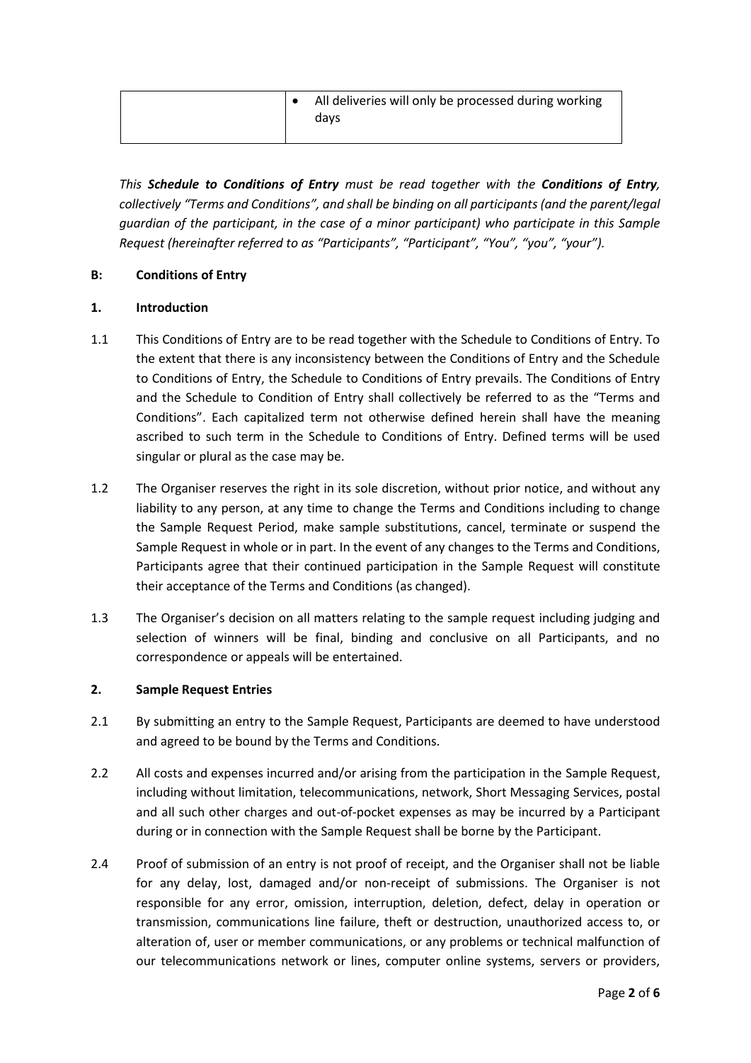| | • All deliveries will only be processed during working days |
|---|---|

*This **Schedule to Conditions of Entry** must be read together with the **Conditions of Entry**, collectively "Terms and Conditions", and shall be binding on all participants (and the parent/legal guardian of the participant, in the case of a minor participant) who participate in this Sample Request (hereinafter referred to as "Participants", "Participant", "You", "you", "your").*

## B: Conditions of Entry

### 1. Introduction

1.1 This Conditions of Entry are to be read together with the Schedule to Conditions of Entry. To the extent that there is any inconsistency between the Conditions of Entry and the Schedule to Conditions of Entry, the Schedule to Conditions of Entry prevails. The Conditions of Entry and the Schedule to Condition of Entry shall collectively be referred to as the "Terms and Conditions". Each capitalized term not otherwise defined herein shall have the meaning ascribed to such term in the Schedule to Conditions of Entry. Defined terms will be used singular or plural as the case may be.

1.2 The Organiser reserves the right in its sole discretion, without prior notice, and without any liability to any person, at any time to change the Terms and Conditions including to change the Sample Request Period, make sample substitutions, cancel, terminate or suspend the Sample Request in whole or in part. In the event of any changes to the Terms and Conditions, Participants agree that their continued participation in the Sample Request will constitute their acceptance of the Terms and Conditions (as changed).

1.3 The Organiser's decision on all matters relating to the sample request including judging and selection of winners will be final, binding and conclusive on all Participants, and no correspondence or appeals will be entertained.

### 2. Sample Request Entries

2.1 By submitting an entry to the Sample Request, Participants are deemed to have understood and agreed to be bound by the Terms and Conditions.

2.2 All costs and expenses incurred and/or arising from the participation in the Sample Request, including without limitation, telecommunications, network, Short Messaging Services, postal and all such other charges and out-of-pocket expenses as may be incurred by a Participant during or in connection with the Sample Request shall be borne by the Participant.

2.4 Proof of submission of an entry is not proof of receipt, and the Organiser shall not be liable for any delay, lost, damaged and/or non-receipt of submissions. The Organiser is not responsible for any error, omission, interruption, deletion, defect, delay in operation or transmission, communications line failure, theft or destruction, unauthorized access to, or alteration of, user or member communications, or any problems or technical malfunction of our telecommunications network or lines, computer online systems, servers or providers,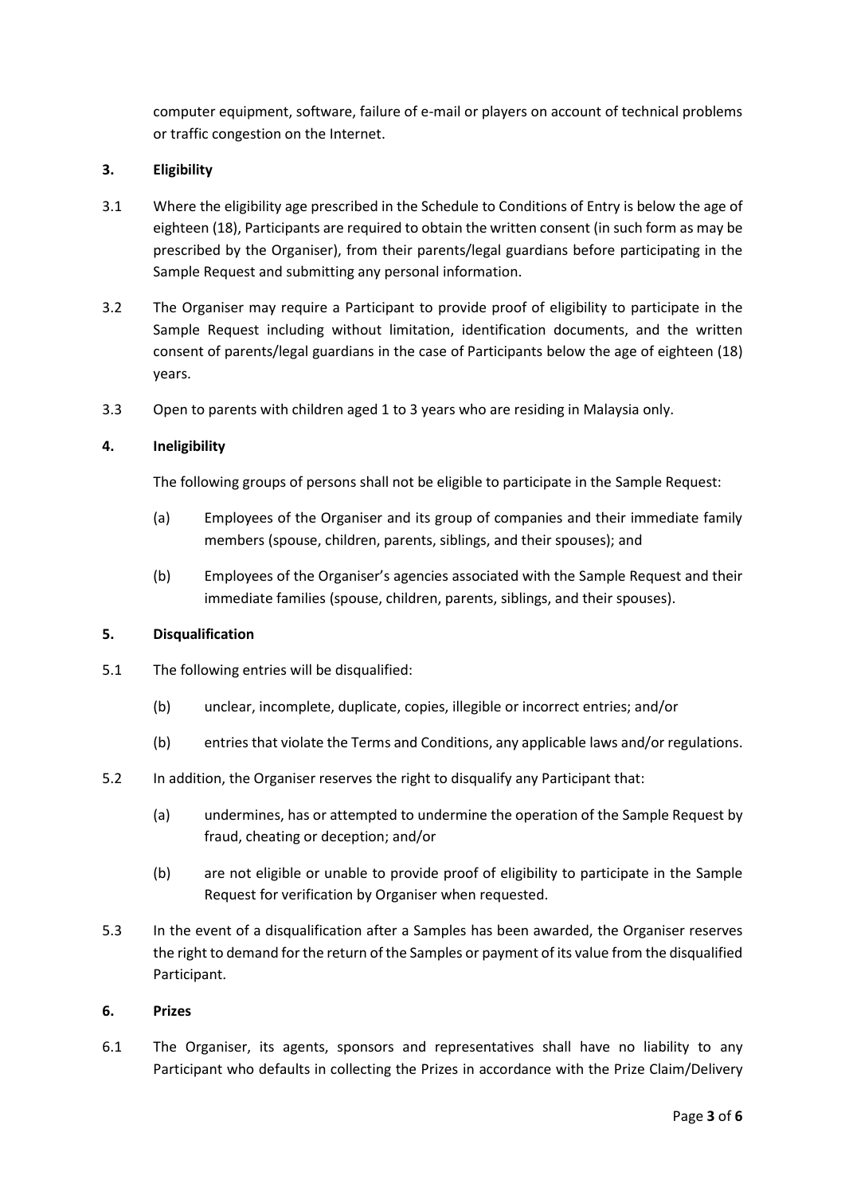computer equipment, software, failure of e-mail or players on account of technical problems or traffic congestion on the Internet.

## 3. Eligibility

3.1 Where the eligibility age prescribed in the Schedule to Conditions of Entry is below the age of eighteen (18), Participants are required to obtain the written consent (in such form as may be prescribed by the Organiser), from their parents/legal guardians before participating in the Sample Request and submitting any personal information.

3.2 The Organiser may require a Participant to provide proof of eligibility to participate in the Sample Request including without limitation, identification documents, and the written consent of parents/legal guardians in the case of Participants below the age of eighteen (18) years.

3.3 Open to parents with children aged 1 to 3 years who are residing in Malaysia only.

## 4. Ineligibility

The following groups of persons shall not be eligible to participate in the Sample Request:

(a) Employees of the Organiser and its group of companies and their immediate family members (spouse, children, parents, siblings, and their spouses); and

(b) Employees of the Organiser's agencies associated with the Sample Request and their immediate families (spouse, children, parents, siblings, and their spouses).

## 5. Disqualification

5.1 The following entries will be disqualified:

(b) unclear, incomplete, duplicate, copies, illegible or incorrect entries; and/or

(b) entries that violate the Terms and Conditions, any applicable laws and/or regulations.

5.2 In addition, the Organiser reserves the right to disqualify any Participant that:

(a) undermines, has or attempted to undermine the operation of the Sample Request by fraud, cheating or deception; and/or

(b) are not eligible or unable to provide proof of eligibility to participate in the Sample Request for verification by Organiser when requested.

5.3 In the event of a disqualification after a Samples has been awarded, the Organiser reserves the right to demand for the return of the Samples or payment of its value from the disqualified Participant.

## 6. Prizes

6.1 The Organiser, its agents, sponsors and representatives shall have no liability to any Participant who defaults in collecting the Prizes in accordance with the Prize Claim/Delivery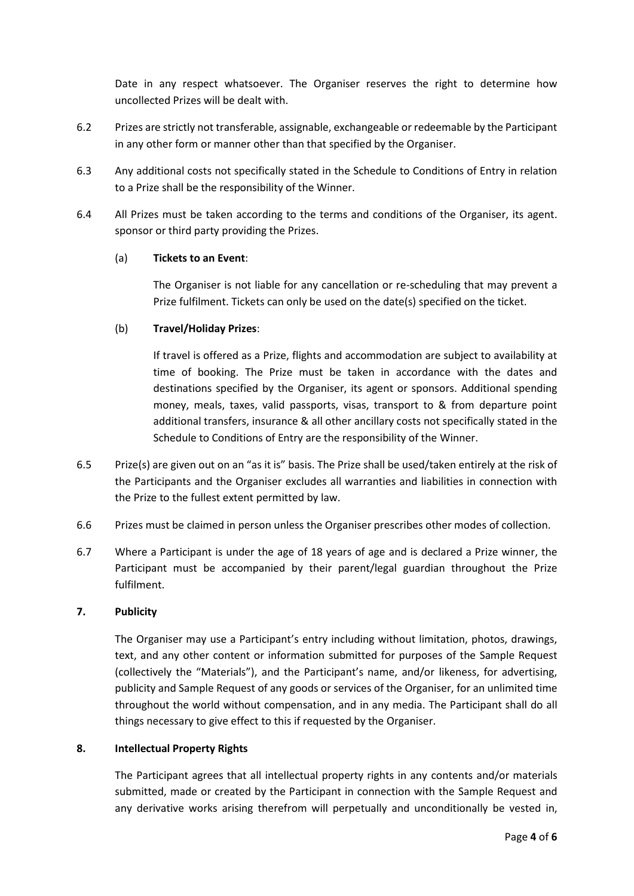Date in any respect whatsoever. The Organiser reserves the right to determine how uncollected Prizes will be dealt with.

6.2 Prizes are strictly not transferable, assignable, exchangeable or redeemable by the Participant in any other form or manner other than that specified by the Organiser.

6.3 Any additional costs not specifically stated in the Schedule to Conditions of Entry in relation to a Prize shall be the responsibility of the Winner.

6.4 All Prizes must be taken according to the terms and conditions of the Organiser, its agent. sponsor or third party providing the Prizes.

(a) **Tickets to an Event**:

The Organiser is not liable for any cancellation or re-scheduling that may prevent a Prize fulfilment. Tickets can only be used on the date(s) specified on the ticket.

(b) **Travel/Holiday Prizes**:

If travel is offered as a Prize, flights and accommodation are subject to availability at time of booking. The Prize must be taken in accordance with the dates and destinations specified by the Organiser, its agent or sponsors. Additional spending money, meals, taxes, valid passports, visas, transport to & from departure point additional transfers, insurance & all other ancillary costs not specifically stated in the Schedule to Conditions of Entry are the responsibility of the Winner.

6.5 Prize(s) are given out on an "as it is" basis. The Prize shall be used/taken entirely at the risk of the Participants and the Organiser excludes all warranties and liabilities in connection with the Prize to the fullest extent permitted by law.

6.6 Prizes must be claimed in person unless the Organiser prescribes other modes of collection.

6.7 Where a Participant is under the age of 18 years of age and is declared a Prize winner, the Participant must be accompanied by their parent/legal guardian throughout the Prize fulfilment.

## 7. Publicity

The Organiser may use a Participant's entry including without limitation, photos, drawings, text, and any other content or information submitted for purposes of the Sample Request (collectively the "Materials"), and the Participant's name, and/or likeness, for advertising, publicity and Sample Request of any goods or services of the Organiser, for an unlimited time throughout the world without compensation, and in any media. The Participant shall do all things necessary to give effect to this if requested by the Organiser.

## 8. Intellectual Property Rights

The Participant agrees that all intellectual property rights in any contents and/or materials submitted, made or created by the Participant in connection with the Sample Request and any derivative works arising therefrom will perpetually and unconditionally be vested in,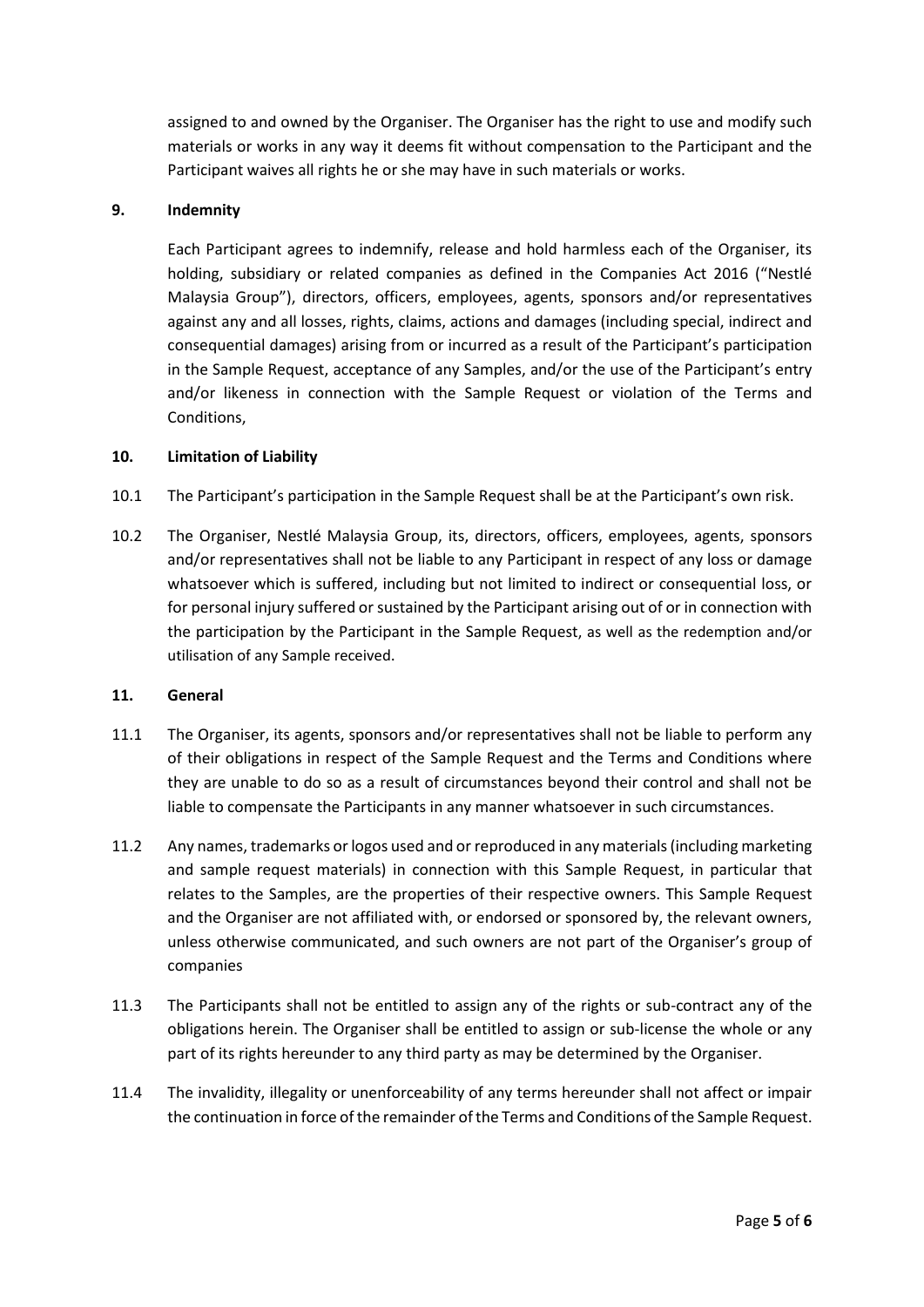assigned to and owned by the Organiser. The Organiser has the right to use and modify such materials or works in any way it deems fit without compensation to the Participant and the Participant waives all rights he or she may have in such materials or works.

## 9. Indemnity

Each Participant agrees to indemnify, release and hold harmless each of the Organiser, its holding, subsidiary or related companies as defined in the Companies Act 2016 ("Nestlé Malaysia Group"), directors, officers, employees, agents, sponsors and/or representatives against any and all losses, rights, claims, actions and damages (including special, indirect and consequential damages) arising from or incurred as a result of the Participant's participation in the Sample Request, acceptance of any Samples, and/or the use of the Participant's entry and/or likeness in connection with the Sample Request or violation of the Terms and Conditions,

## 10. Limitation of Liability

10.1 The Participant's participation in the Sample Request shall be at the Participant's own risk.

10.2 The Organiser, Nestlé Malaysia Group, its, directors, officers, employees, agents, sponsors and/or representatives shall not be liable to any Participant in respect of any loss or damage whatsoever which is suffered, including but not limited to indirect or consequential loss, or for personal injury suffered or sustained by the Participant arising out of or in connection with the participation by the Participant in the Sample Request, as well as the redemption and/or utilisation of any Sample received.

## 11. General

11.1 The Organiser, its agents, sponsors and/or representatives shall not be liable to perform any of their obligations in respect of the Sample Request and the Terms and Conditions where they are unable to do so as a result of circumstances beyond their control and shall not be liable to compensate the Participants in any manner whatsoever in such circumstances.

11.2 Any names, trademarks or logos used and or reproduced in any materials (including marketing and sample request materials) in connection with this Sample Request, in particular that relates to the Samples, are the properties of their respective owners. This Sample Request and the Organiser are not affiliated with, or endorsed or sponsored by, the relevant owners, unless otherwise communicated, and such owners are not part of the Organiser's group of companies

11.3 The Participants shall not be entitled to assign any of the rights or sub-contract any of the obligations herein. The Organiser shall be entitled to assign or sub-license the whole or any part of its rights hereunder to any third party as may be determined by the Organiser.

11.4 The invalidity, illegality or unenforceability of any terms hereunder shall not affect or impair the continuation in force of the remainder of the Terms and Conditions of the Sample Request.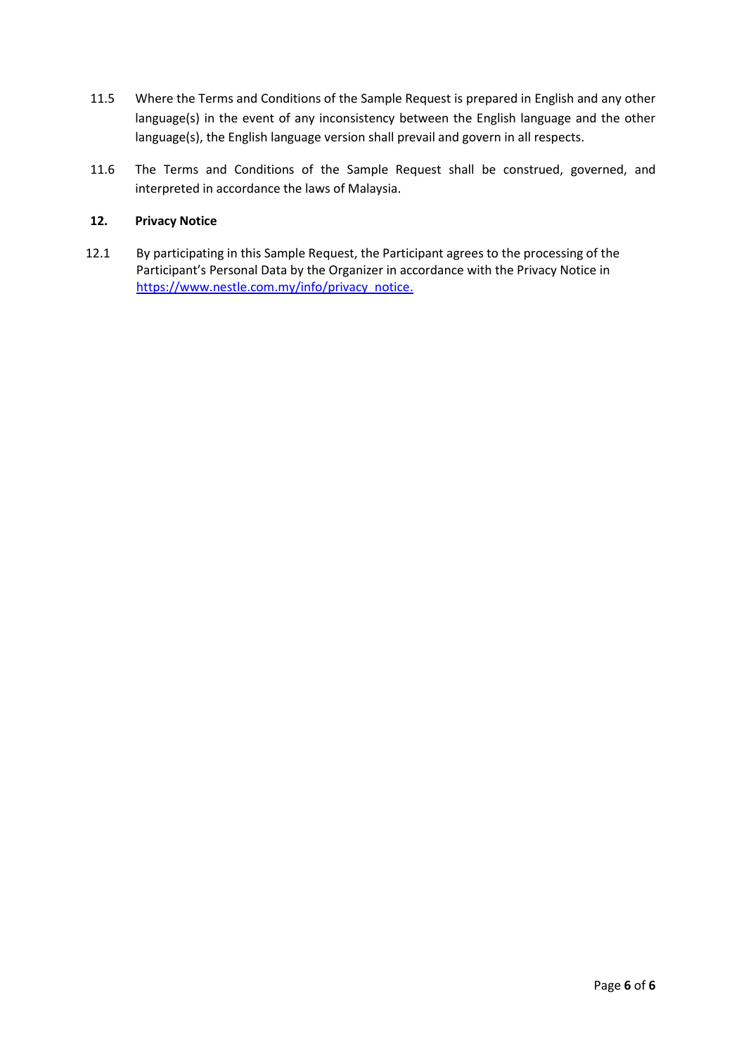11.5 Where the Terms and Conditions of the Sample Request is prepared in English and any other language(s) in the event of any inconsistency between the English language and the other language(s), the English language version shall prevail and govern in all respects.

11.6 The Terms and Conditions of the Sample Request shall be construed, governed, and interpreted in accordance the laws of Malaysia.

**12. Privacy Notice**

12.1 By participating in this Sample Request, the Participant agrees to the processing of the Participant's Personal Data by the Organizer in accordance with the Privacy Notice in https://www.nestle.com.my/info/privacy_notice.